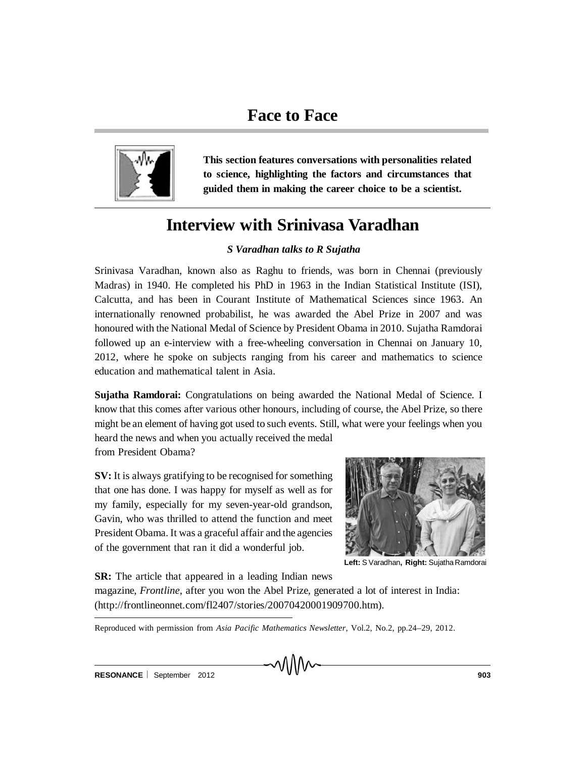# Face to Face

**This section features conversations with personalities related to science, highlighting the factors and circumstances that guided them in making the career choice to be a scientist.**

## Interview with Srinivasa Varadhan

***S Varadhan talks to R Sujatha***

Srinivasa Varadhan, known also as Raghu to friends, was born in Chennai (previously Madras) in 1940. He completed his PhD in 1963 in the Indian Statistical Institute (ISI), Calcutta, and has been in Courant Institute of Mathematical Sciences since 1963. An internationally renowned probabilist, he was awarded the Abel Prize in 2007 and was honoured with the National Medal of Science by President Obama in 2010. Sujatha Ramdorai followed up an e-interview with a free-wheeling conversation in Chennai on January 10, 2012, where he spoke on subjects ranging from his career and mathematics to science education and mathematical talent in Asia.

**Sujatha Ramdorai:** Congratulations on being awarded the National Medal of Science. I know that this comes after various other honours, including of course, the Abel Prize, so there might be an element of having got used to such events. Still, what were your feelings when you heard the news and when you actually received the medal from President Obama?

**SV:** It is always gratifying to be recognised for something that one has done. I was happy for myself as well as for my family, especially for my seven-year-old grandson, Gavin, who was thrilled to attend the function and meet President Obama. It was a graceful affair and the agencies of the government that ran it did a wonderful job.

**Left:** S Varadhan, **Right:** Sujatha Ramdorai

**SR:** The article that appeared in a leading Indian news magazine, *Frontline*, after you won the Abel Prize, generated a lot of interest in India: (http://frontlineonnet.com/fl2407/stories/20070420001909700.htm).

Reproduced with permission from *Asia Pacific Mathematics Newsletter*, Vol.2, No.2, pp.24–29, 2012.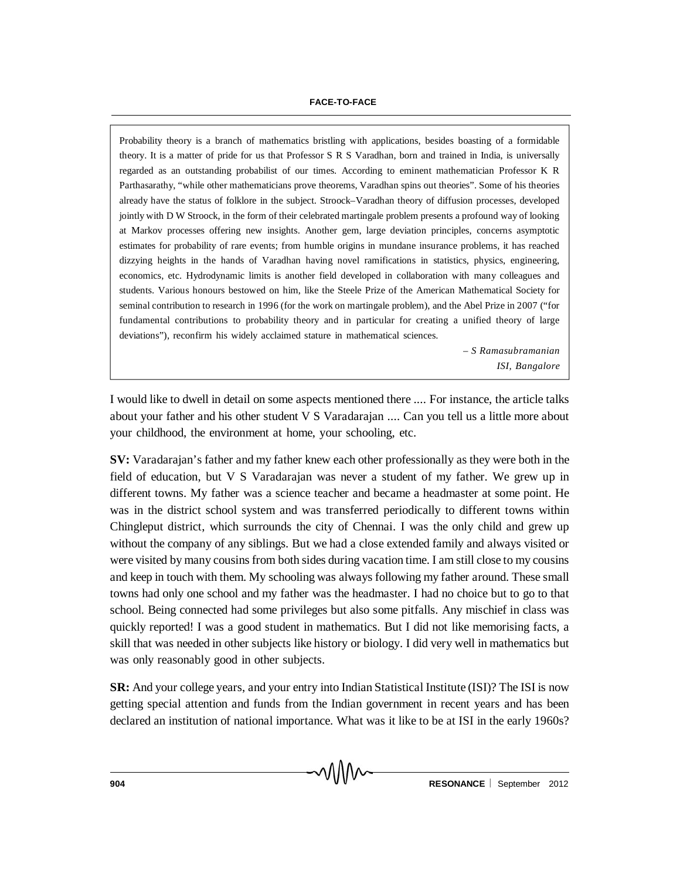> Probability theory is a branch of mathematics bristling with applications, besides boasting of a formidable theory. It is a matter of pride for us that Professor S R S Varadhan, born and trained in India, is universally regarded as an outstanding probabilist of our times. According to eminent mathematician Professor K R Parthasarathy, "while other mathematicians prove theorems, Varadhan spins out theories". Some of his theories already have the status of folklore in the subject. Stroock–Varadhan theory of diffusion processes, developed jointly with D W Stroock, in the form of their celebrated martingale problem presents a profound way of looking at Markov processes offering new insights. Another gem, large deviation principles, concerns asymptotic estimates for probability of rare events; from humble origins in mundane insurance problems, it has reached dizzying heights in the hands of Varadhan having novel ramifications in statistics, physics, engineering, economics, etc. Hydrodynamic limits is another field developed in collaboration with many colleagues and students. Various honours bestowed on him, like the Steele Prize of the American Mathematical Society for seminal contribution to research in 1996 (for the work on martingale problem), and the Abel Prize in 2007 ("for fundamental contributions to probability theory and in particular for creating a unified theory of large deviations"), reconfirm his widely acclaimed stature in mathematical sciences.
>
> *– S Ramasubramanian*
> *ISI, Bangalore*

I would like to dwell in detail on some aspects mentioned there .... For instance, the article talks about your father and his other student V S Varadarajan .... Can you tell us a little more about your childhood, the environment at home, your schooling, etc.

**SV:** Varadarajan's father and my father knew each other professionally as they were both in the field of education, but V S Varadarajan was never a student of my father. We grew up in different towns. My father was a science teacher and became a headmaster at some point. He was in the district school system and was transferred periodically to different towns within Chingleput district, which surrounds the city of Chennai. I was the only child and grew up without the company of any siblings. But we had a close extended family and always visited or were visited by many cousins from both sides during vacation time. I am still close to my cousins and keep in touch with them. My schooling was always following my father around. These small towns had only one school and my father was the headmaster. I had no choice but to go to that school. Being connected had some privileges but also some pitfalls. Any mischief in class was quickly reported! I was a good student in mathematics. But I did not like memorising facts, a skill that was needed in other subjects like history or biology. I did very well in mathematics but was only reasonably good in other subjects.

**SR:** And your college years, and your entry into Indian Statistical Institute (ISI)? The ISI is now getting special attention and funds from the Indian government in recent years and has been declared an institution of national importance. What was it like to be at ISI in the early 1960s?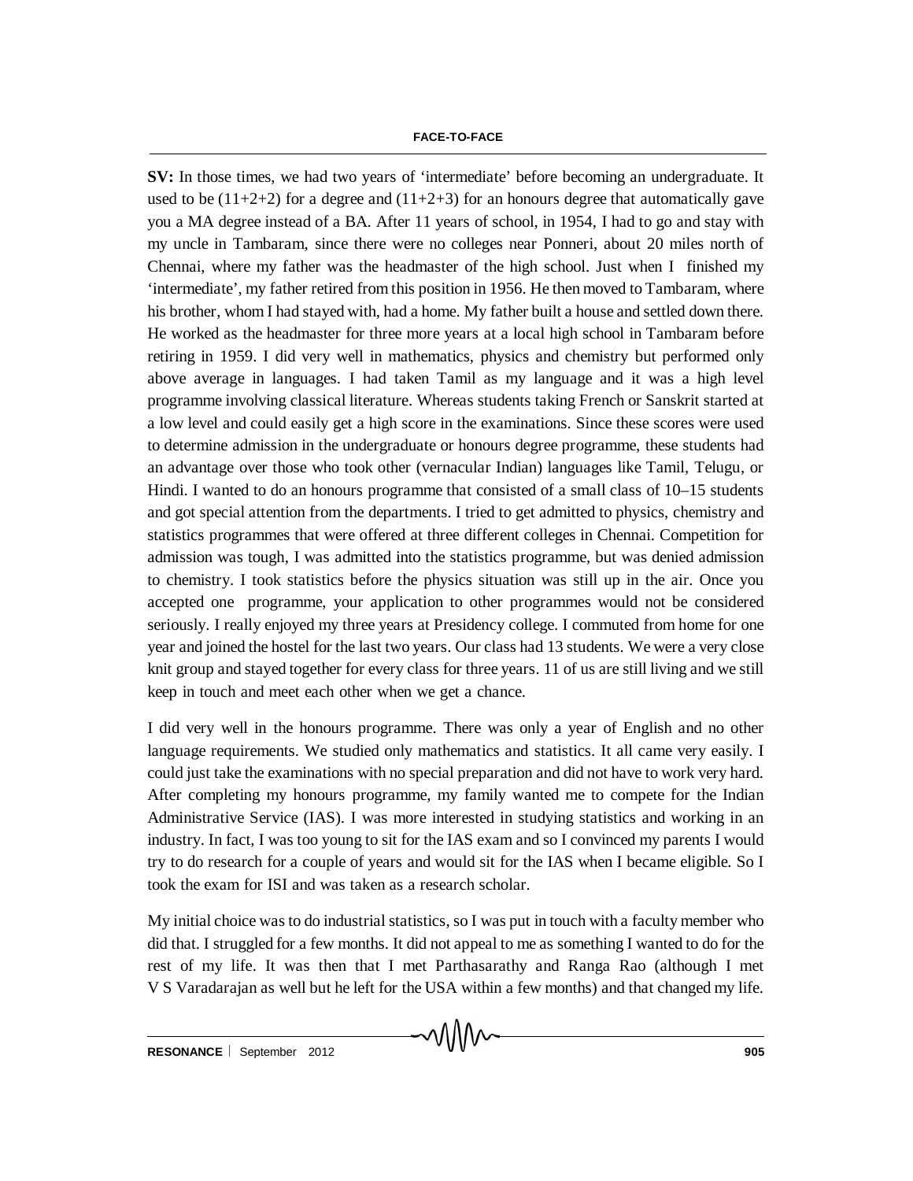**SV:** In those times, we had two years of 'intermediate' before becoming an undergraduate. It used to be (11+2+2) for a degree and (11+2+3) for an honours degree that automatically gave you a MA degree instead of a BA. After 11 years of school, in 1954, I had to go and stay with my uncle in Tambaram, since there were no colleges near Ponneri, about 20 miles north of Chennai, where my father was the headmaster of the high school. Just when I finished my 'intermediate', my father retired from this position in 1956. He then moved to Tambaram, where his brother, whom I had stayed with, had a home. My father built a house and settled down there. He worked as the headmaster for three more years at a local high school in Tambaram before retiring in 1959. I did very well in mathematics, physics and chemistry but performed only above average in languages. I had taken Tamil as my language and it was a high level programme involving classical literature. Whereas students taking French or Sanskrit started at a low level and could easily get a high score in the examinations. Since these scores were used to determine admission in the undergraduate or honours degree programme, these students had an advantage over those who took other (vernacular Indian) languages like Tamil, Telugu, or Hindi. I wanted to do an honours programme that consisted of a small class of 10–15 students and got special attention from the departments. I tried to get admitted to physics, chemistry and statistics programmes that were offered at three different colleges in Chennai. Competition for admission was tough, I was admitted into the statistics programme, but was denied admission to chemistry. I took statistics before the physics situation was still up in the air. Once you accepted one programme, your application to other programmes would not be considered seriously. I really enjoyed my three years at Presidency college. I commuted from home for one year and joined the hostel for the last two years. Our class had 13 students. We were a very close knit group and stayed together for every class for three years. 11 of us are still living and we still keep in touch and meet each other when we get a chance.

I did very well in the honours programme. There was only a year of English and no other language requirements. We studied only mathematics and statistics. It all came very easily. I could just take the examinations with no special preparation and did not have to work very hard. After completing my honours programme, my family wanted me to compete for the Indian Administrative Service (IAS). I was more interested in studying statistics and working in an industry. In fact, I was too young to sit for the IAS exam and so I convinced my parents I would try to do research for a couple of years and would sit for the IAS when I became eligible. So I took the exam for ISI and was taken as a research scholar.

My initial choice was to do industrial statistics, so I was put in touch with a faculty member who did that. I struggled for a few months. It did not appeal to me as something I wanted to do for the rest of my life. It was then that I met Parthasarathy and Ranga Rao (although I met V S Varadarajan as well but he left for the USA within a few months) and that changed my life.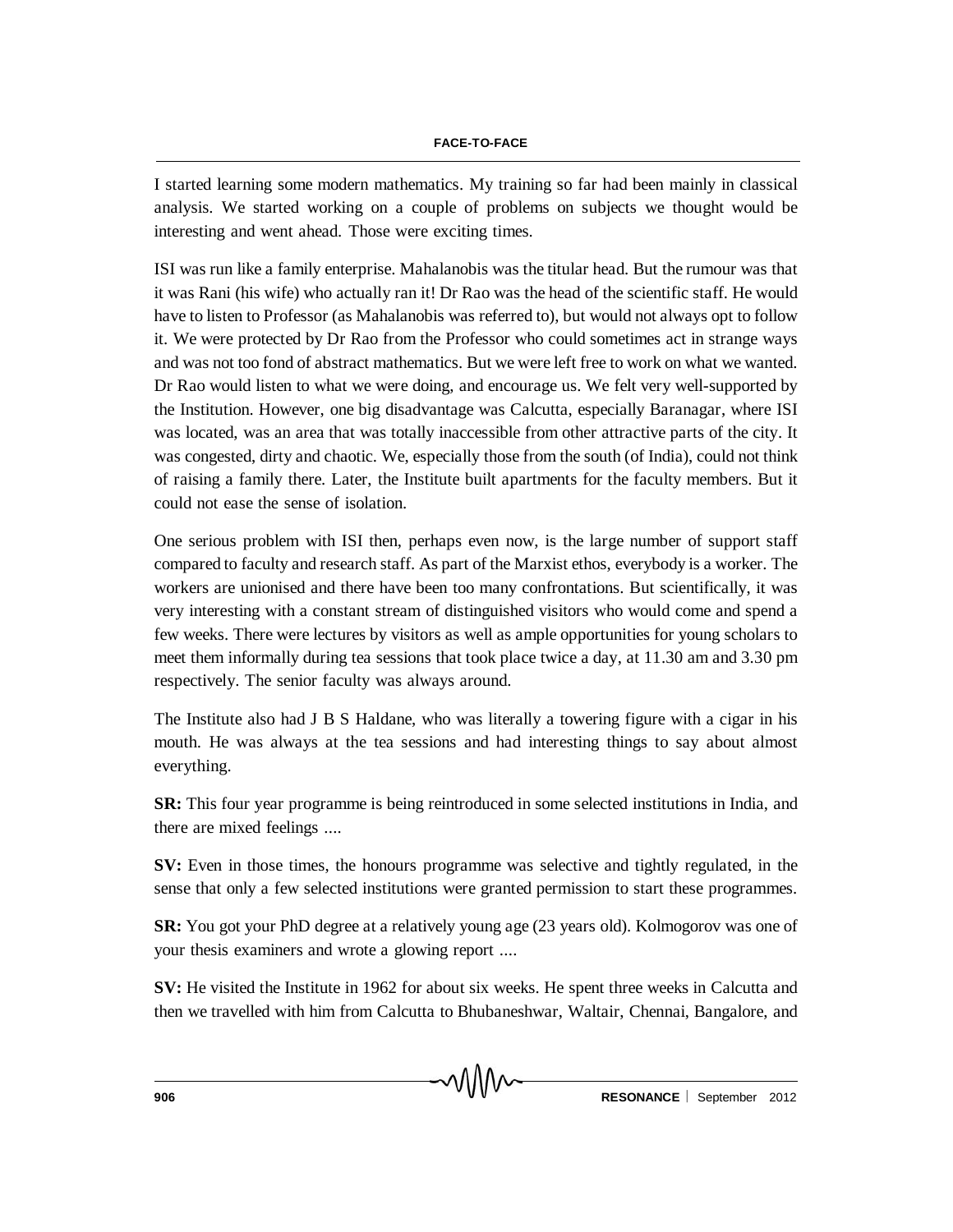I started learning some modern mathematics. My training so far had been mainly in classical analysis. We started working on a couple of problems on subjects we thought would be interesting and went ahead. Those were exciting times.

ISI was run like a family enterprise. Mahalanobis was the titular head. But the rumour was that it was Rani (his wife) who actually ran it! Dr Rao was the head of the scientific staff. He would have to listen to Professor (as Mahalanobis was referred to), but would not always opt to follow it. We were protected by Dr Rao from the Professor who could sometimes act in strange ways and was not too fond of abstract mathematics. But we were left free to work on what we wanted. Dr Rao would listen to what we were doing, and encourage us. We felt very well-supported by the Institution. However, one big disadvantage was Calcutta, especially Baranagar, where ISI was located, was an area that was totally inaccessible from other attractive parts of the city. It was congested, dirty and chaotic. We, especially those from the south (of India), could not think of raising a family there. Later, the Institute built apartments for the faculty members. But it could not ease the sense of isolation.

One serious problem with ISI then, perhaps even now, is the large number of support staff compared to faculty and research staff. As part of the Marxist ethos, everybody is a worker. The workers are unionised and there have been too many confrontations. But scientifically, it was very interesting with a constant stream of distinguished visitors who would come and spend a few weeks. There were lectures by visitors as well as ample opportunities for young scholars to meet them informally during tea sessions that took place twice a day, at 11.30 am and 3.30 pm respectively. The senior faculty was always around.

The Institute also had J B S Haldane, who was literally a towering figure with a cigar in his mouth. He was always at the tea sessions and had interesting things to say about almost everything.

**SR:** This four year programme is being reintroduced in some selected institutions in India, and there are mixed feelings ....

**SV:** Even in those times, the honours programme was selective and tightly regulated, in the sense that only a few selected institutions were granted permission to start these programmes.

**SR:** You got your PhD degree at a relatively young age (23 years old). Kolmogorov was one of your thesis examiners and wrote a glowing report ....

**SV:** He visited the Institute in 1962 for about six weeks. He spent three weeks in Calcutta and then we travelled with him from Calcutta to Bhubaneshwar, Waltair, Chennai, Bangalore, and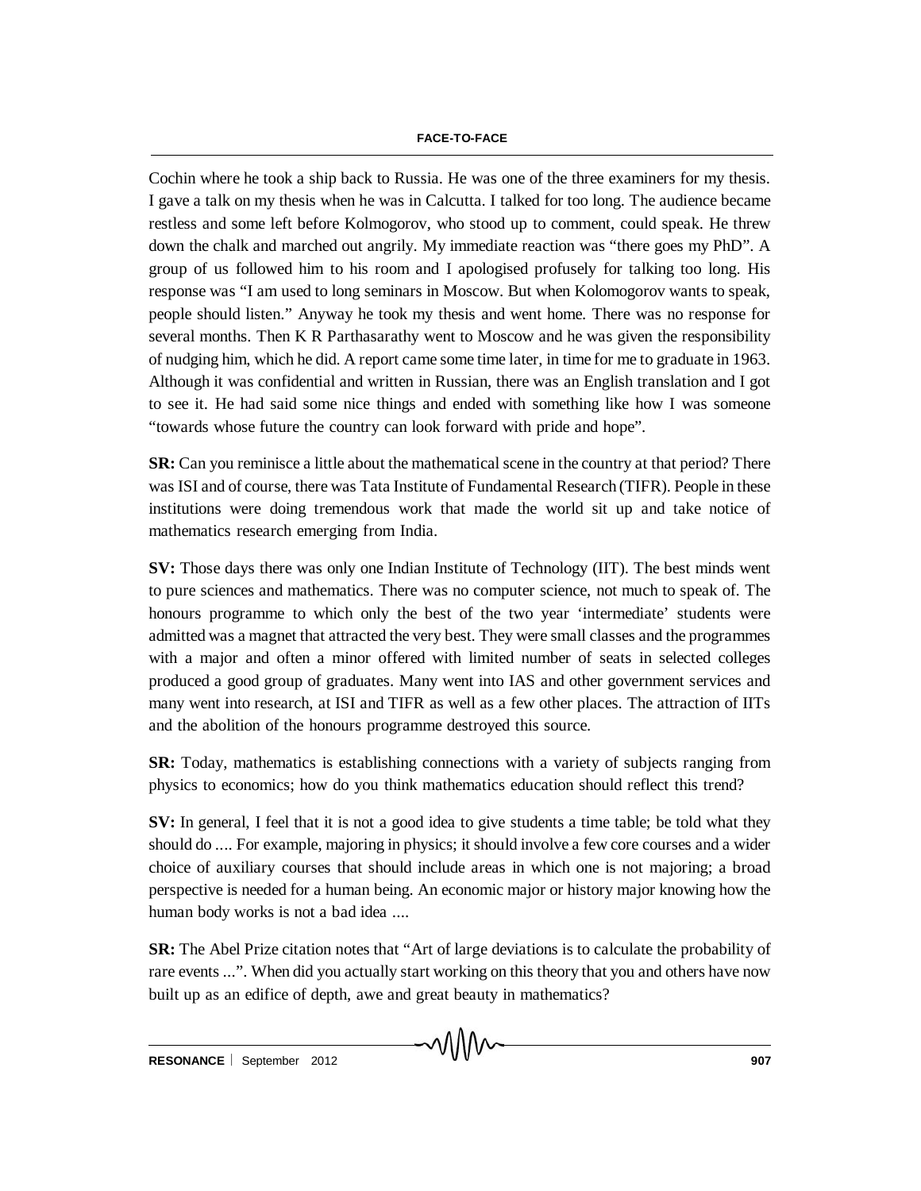Cochin where he took a ship back to Russia. He was one of the three examiners for my thesis. I gave a talk on my thesis when he was in Calcutta. I talked for too long. The audience became restless and some left before Kolmogorov, who stood up to comment, could speak. He threw down the chalk and marched out angrily. My immediate reaction was "there goes my PhD". A group of us followed him to his room and I apologised profusely for talking too long. His response was "I am used to long seminars in Moscow. But when Kolomogorov wants to speak, people should listen." Anyway he took my thesis and went home. There was no response for several months. Then K R Parthasarathy went to Moscow and he was given the responsibility of nudging him, which he did. A report came some time later, in time for me to graduate in 1963. Although it was confidential and written in Russian, there was an English translation and I got to see it. He had said some nice things and ended with something like how I was someone "towards whose future the country can look forward with pride and hope".

**SR:** Can you reminisce a little about the mathematical scene in the country at that period? There was ISI and of course, there was Tata Institute of Fundamental Research (TIFR). People in these institutions were doing tremendous work that made the world sit up and take notice of mathematics research emerging from India.

**SV:** Those days there was only one Indian Institute of Technology (IIT). The best minds went to pure sciences and mathematics. There was no computer science, not much to speak of. The honours programme to which only the best of the two year 'intermediate' students were admitted was a magnet that attracted the very best. They were small classes and the programmes with a major and often a minor offered with limited number of seats in selected colleges produced a good group of graduates. Many went into IAS and other government services and many went into research, at ISI and TIFR as well as a few other places. The attraction of IITs and the abolition of the honours programme destroyed this source.

**SR:** Today, mathematics is establishing connections with a variety of subjects ranging from physics to economics; how do you think mathematics education should reflect this trend?

**SV:** In general, I feel that it is not a good idea to give students a time table; be told what they should do .... For example, majoring in physics; it should involve a few core courses and a wider choice of auxiliary courses that should include areas in which one is not majoring; a broad perspective is needed for a human being. An economic major or history major knowing how the human body works is not a bad idea ....

**SR:** The Abel Prize citation notes that "Art of large deviations is to calculate the probability of rare events ...". When did you actually start working on this theory that you and others have now built up as an edifice of depth, awe and great beauty in mathematics?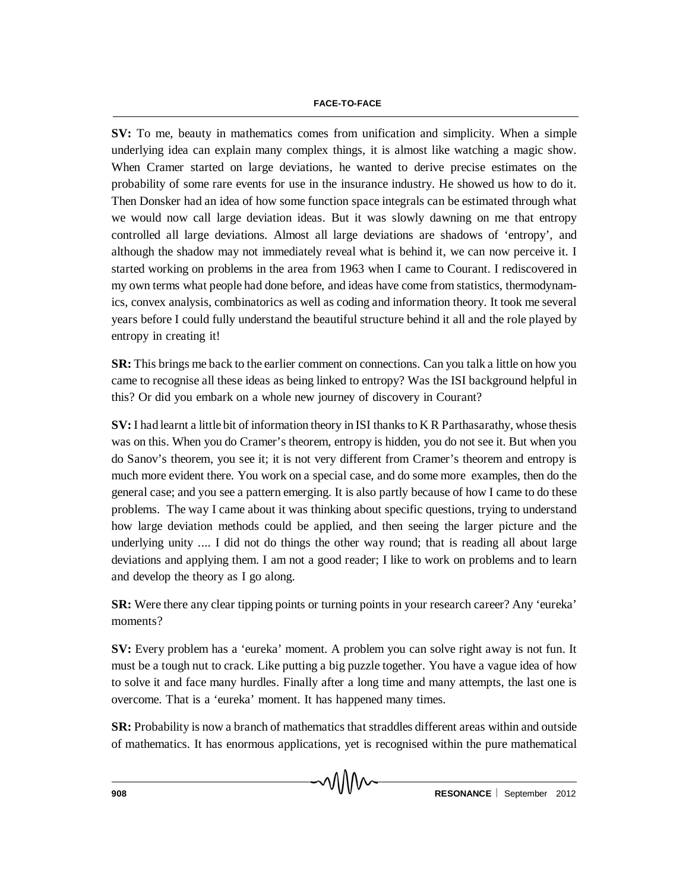**SV:** To me, beauty in mathematics comes from unification and simplicity. When a simple underlying idea can explain many complex things, it is almost like watching a magic show. When Cramer started on large deviations, he wanted to derive precise estimates on the probability of some rare events for use in the insurance industry. He showed us how to do it. Then Donsker had an idea of how some function space integrals can be estimated through what we would now call large deviation ideas. But it was slowly dawning on me that entropy controlled all large deviations. Almost all large deviations are shadows of 'entropy', and although the shadow may not immediately reveal what is behind it, we can now perceive it. I started working on problems in the area from 1963 when I came to Courant. I rediscovered in my own terms what people had done before, and ideas have come from statistics, thermodynamics, convex analysis, combinatorics as well as coding and information theory. It took me several years before I could fully understand the beautiful structure behind it all and the role played by entropy in creating it!

**SR:** This brings me back to the earlier comment on connections. Can you talk a little on how you came to recognise all these ideas as being linked to entropy? Was the ISI background helpful in this? Or did you embark on a whole new journey of discovery in Courant?

**SV:** I had learnt a little bit of information theory in ISI thanks to K R Parthasarathy, whose thesis was on this. When you do Cramer's theorem, entropy is hidden, you do not see it. But when you do Sanov's theorem, you see it; it is not very different from Cramer's theorem and entropy is much more evident there. You work on a special case, and do some more examples, then do the general case; and you see a pattern emerging. It is also partly because of how I came to do these problems. The way I came about it was thinking about specific questions, trying to understand how large deviation methods could be applied, and then seeing the larger picture and the underlying unity .... I did not do things the other way round; that is reading all about large deviations and applying them. I am not a good reader; I like to work on problems and to learn and develop the theory as I go along.

**SR:** Were there any clear tipping points or turning points in your research career? Any 'eureka' moments?

**SV:** Every problem has a 'eureka' moment. A problem you can solve right away is not fun. It must be a tough nut to crack. Like putting a big puzzle together. You have a vague idea of how to solve it and face many hurdles. Finally after a long time and many attempts, the last one is overcome. That is a 'eureka' moment. It has happened many times.

**SR:** Probability is now a branch of mathematics that straddles different areas within and outside of mathematics. It has enormous applications, yet is recognised within the pure mathematical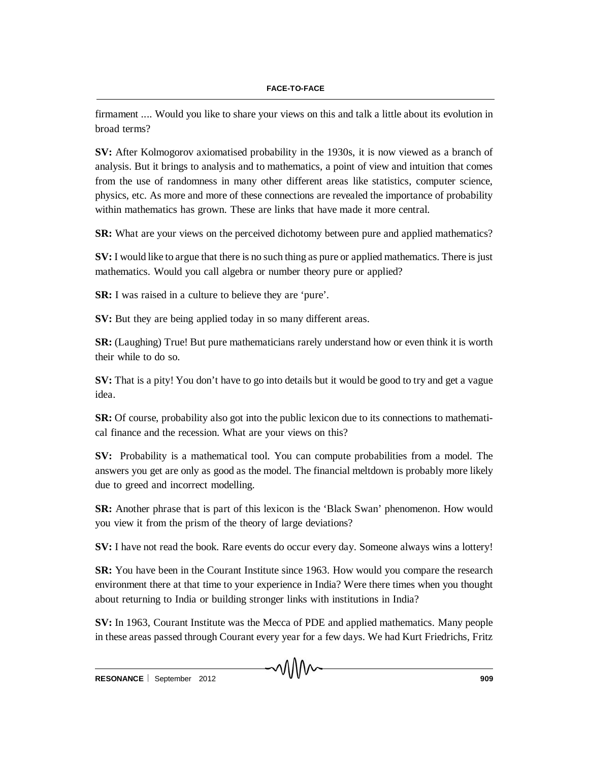firmament .... Would you like to share your views on this and talk a little about its evolution in broad terms?

**SV:** After Kolmogorov axiomatised probability in the 1930s, it is now viewed as a branch of analysis. But it brings to analysis and to mathematics, a point of view and intuition that comes from the use of randomness in many other different areas like statistics, computer science, physics, etc. As more and more of these connections are revealed the importance of probability within mathematics has grown. These are links that have made it more central.

**SR:** What are your views on the perceived dichotomy between pure and applied mathematics?

**SV:** I would like to argue that there is no such thing as pure or applied mathematics. There is just mathematics. Would you call algebra or number theory pure or applied?

**SR:** I was raised in a culture to believe they are 'pure'.

**SV:** But they are being applied today in so many different areas.

**SR:** (Laughing) True! But pure mathematicians rarely understand how or even think it is worth their while to do so.

**SV:** That is a pity! You don't have to go into details but it would be good to try and get a vague idea.

**SR:** Of course, probability also got into the public lexicon due to its connections to mathematical finance and the recession. What are your views on this?

**SV:** Probability is a mathematical tool. You can compute probabilities from a model. The answers you get are only as good as the model. The financial meltdown is probably more likely due to greed and incorrect modelling.

**SR:** Another phrase that is part of this lexicon is the 'Black Swan' phenomenon. How would you view it from the prism of the theory of large deviations?

**SV:** I have not read the book. Rare events do occur every day. Someone always wins a lottery!

**SR:** You have been in the Courant Institute since 1963. How would you compare the research environment there at that time to your experience in India? Were there times when you thought about returning to India or building stronger links with institutions in India?

**SV:** In 1963, Courant Institute was the Mecca of PDE and applied mathematics. Many people in these areas passed through Courant every year for a few days. We had Kurt Friedrichs, Fritz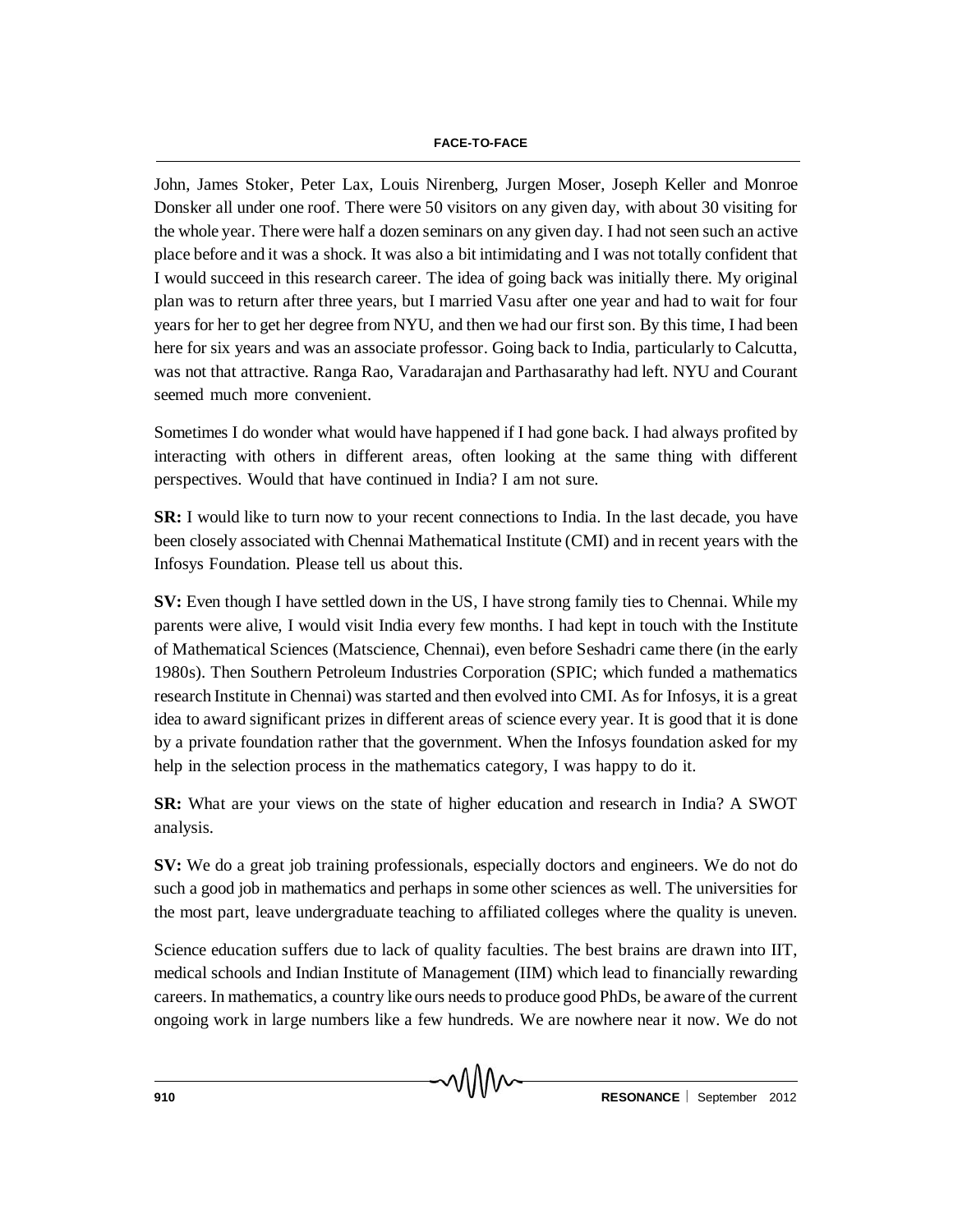John, James Stoker, Peter Lax, Louis Nirenberg, Jurgen Moser, Joseph Keller and Monroe Donsker all under one roof. There were 50 visitors on any given day, with about 30 visiting for the whole year. There were half a dozen seminars on any given day. I had not seen such an active place before and it was a shock. It was also a bit intimidating and I was not totally confident that I would succeed in this research career. The idea of going back was initially there. My original plan was to return after three years, but I married Vasu after one year and had to wait for four years for her to get her degree from NYU, and then we had our first son. By this time, I had been here for six years and was an associate professor. Going back to India, particularly to Calcutta, was not that attractive. Ranga Rao, Varadarajan and Parthasarathy had left. NYU and Courant seemed much more convenient.

Sometimes I do wonder what would have happened if I had gone back. I had always profited by interacting with others in different areas, often looking at the same thing with different perspectives. Would that have continued in India? I am not sure.

**SR:** I would like to turn now to your recent connections to India. In the last decade, you have been closely associated with Chennai Mathematical Institute (CMI) and in recent years with the Infosys Foundation. Please tell us about this.

**SV:** Even though I have settled down in the US, I have strong family ties to Chennai. While my parents were alive, I would visit India every few months. I had kept in touch with the Institute of Mathematical Sciences (Matscience, Chennai), even before Seshadri came there (in the early 1980s). Then Southern Petroleum Industries Corporation (SPIC; which funded a mathematics research Institute in Chennai) was started and then evolved into CMI. As for Infosys, it is a great idea to award significant prizes in different areas of science every year. It is good that it is done by a private foundation rather that the government. When the Infosys foundation asked for my help in the selection process in the mathematics category, I was happy to do it.

**SR:** What are your views on the state of higher education and research in India? A SWOT analysis.

**SV:** We do a great job training professionals, especially doctors and engineers. We do not do such a good job in mathematics and perhaps in some other sciences as well. The universities for the most part, leave undergraduate teaching to affiliated colleges where the quality is uneven.

Science education suffers due to lack of quality faculties. The best brains are drawn into IIT, medical schools and Indian Institute of Management (IIM) which lead to financially rewarding careers. In mathematics, a country like ours needs to produce good PhDs, be aware of the current ongoing work in large numbers like a few hundreds. We are nowhere near it now. We do not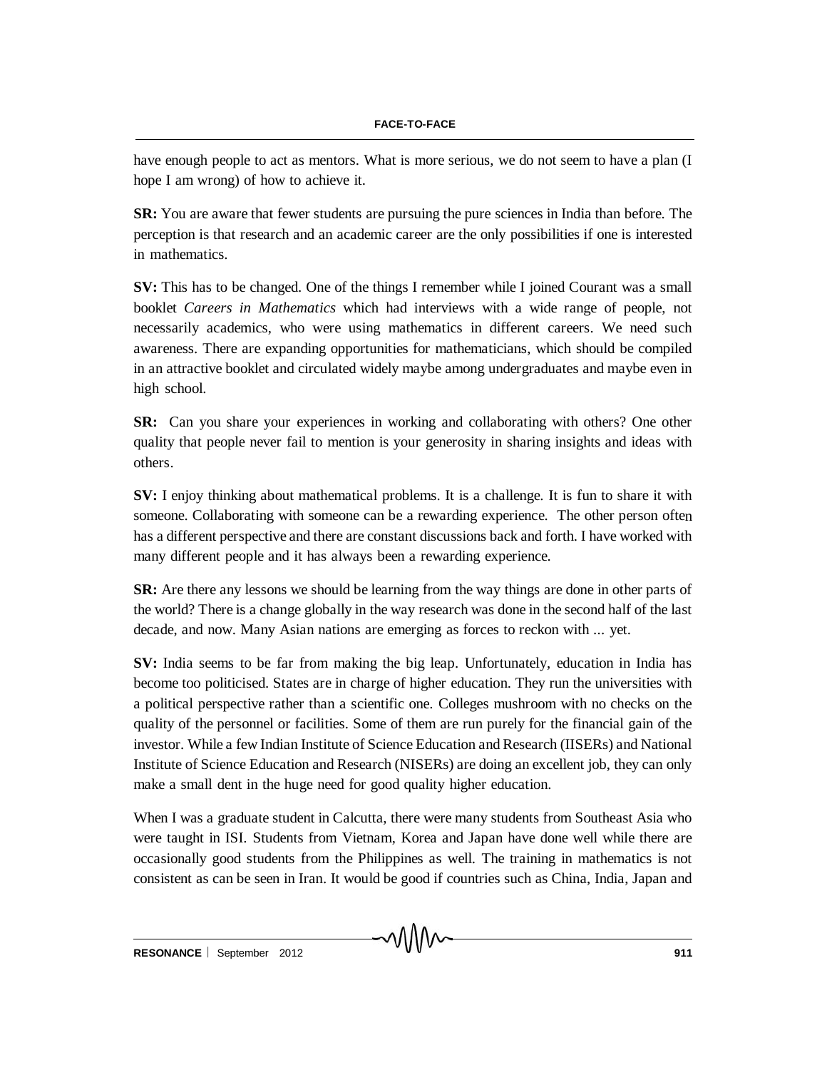have enough people to act as mentors. What is more serious, we do not seem to have a plan (I hope I am wrong) of how to achieve it.

**SR:** You are aware that fewer students are pursuing the pure sciences in India than before. The perception is that research and an academic career are the only possibilities if one is interested in mathematics.

**SV:** This has to be changed. One of the things I remember while I joined Courant was a small booklet *Careers in Mathematics* which had interviews with a wide range of people, not necessarily academics, who were using mathematics in different careers. We need such awareness. There are expanding opportunities for mathematicians, which should be compiled in an attractive booklet and circulated widely maybe among undergraduates and maybe even in high school.

**SR:** Can you share your experiences in working and collaborating with others? One other quality that people never fail to mention is your generosity in sharing insights and ideas with others.

**SV:** I enjoy thinking about mathematical problems. It is a challenge. It is fun to share it with someone. Collaborating with someone can be a rewarding experience. The other person often has a different perspective and there are constant discussions back and forth. I have worked with many different people and it has always been a rewarding experience.

**SR:** Are there any lessons we should be learning from the way things are done in other parts of the world? There is a change globally in the way research was done in the second half of the last decade, and now. Many Asian nations are emerging as forces to reckon with ... yet.

**SV:** India seems to be far from making the big leap. Unfortunately, education in India has become too politicised. States are in charge of higher education. They run the universities with a political perspective rather than a scientific one. Colleges mushroom with no checks on the quality of the personnel or facilities. Some of them are run purely for the financial gain of the investor. While a few Indian Institute of Science Education and Research (IISERs) and National Institute of Science Education and Research (NISERs) are doing an excellent job, they can only make a small dent in the huge need for good quality higher education.

When I was a graduate student in Calcutta, there were many students from Southeast Asia who were taught in ISI. Students from Vietnam, Korea and Japan have done well while there are occasionally good students from the Philippines as well. The training in mathematics is not consistent as can be seen in Iran. It would be good if countries such as China, India, Japan and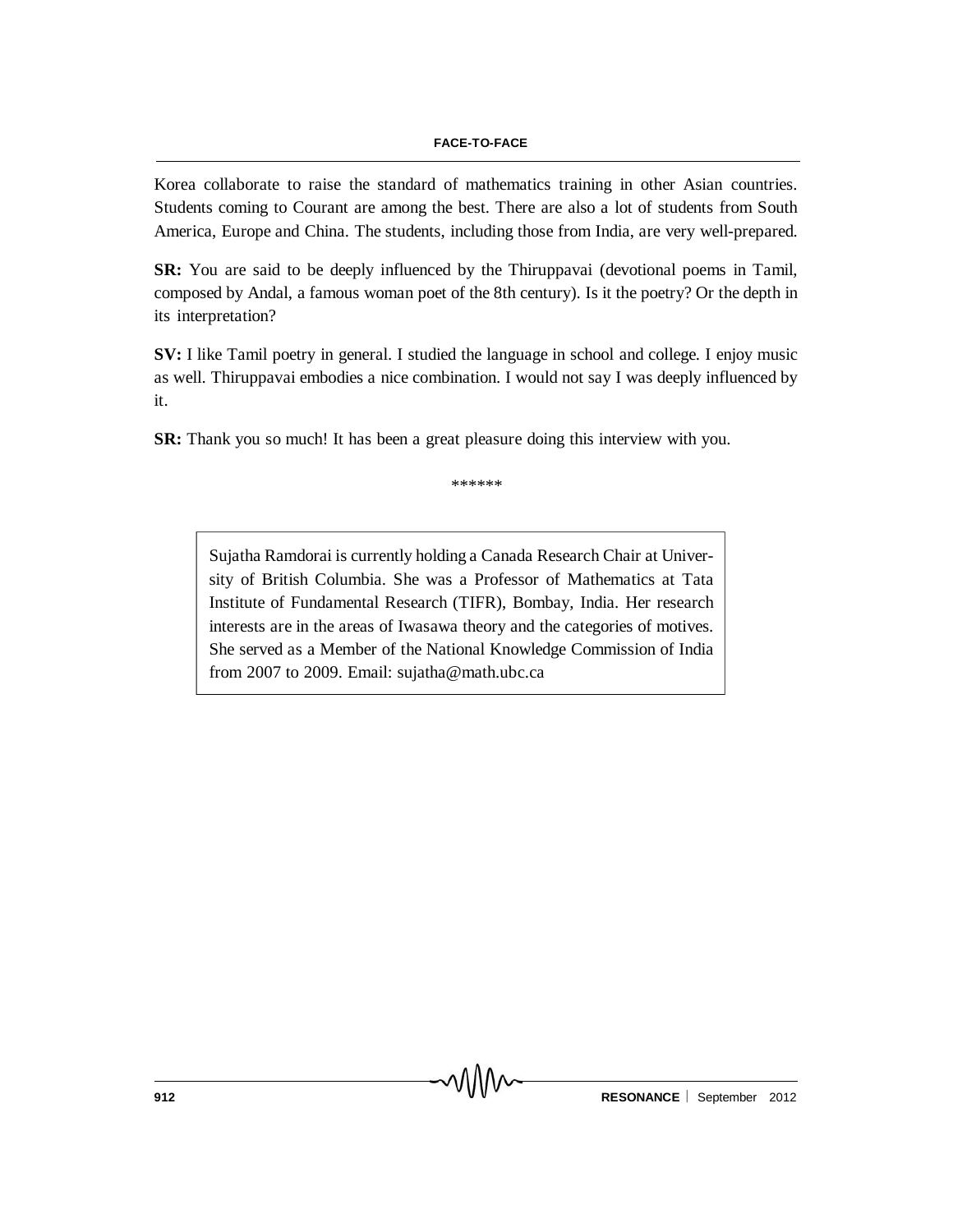Korea collaborate to raise the standard of mathematics training in other Asian countries. Students coming to Courant are among the best. There are also a lot of students from South America, Europe and China. The students, including those from India, are very well-prepared.

**SR:** You are said to be deeply influenced by the Thiruppavai (devotional poems in Tamil, composed by Andal, a famous woman poet of the 8th century). Is it the poetry? Or the depth in its interpretation?

**SV:** I like Tamil poetry in general. I studied the language in school and college. I enjoy music as well. Thiruppavai embodies a nice combination. I would not say I was deeply influenced by it.

**SR:** Thank you so much! It has been a great pleasure doing this interview with you.

******

Sujatha Ramdorai is currently holding a Canada Research Chair at University of British Columbia. She was a Professor of Mathematics at Tata Institute of Fundamental Research (TIFR), Bombay, India. Her research interests are in the areas of Iwasawa theory and the categories of motives. She served as a Member of the National Knowledge Commission of India from 2007 to 2009. Email: sujatha@math.ubc.ca